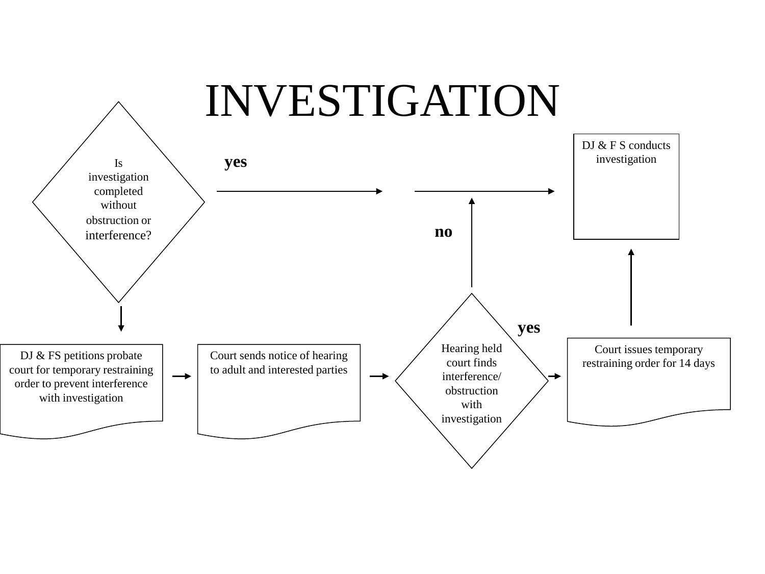# INVESTIGATION

Is investigation completed without obstruction or interference?

yes

DJ & F S conducts investigation

no

yes

DJ & FS petitions probate court for temporary restraining order to prevent interference with investigation

Court sends notice of hearing to adult and interested parties

Hearing held court finds interference/ obstruction with investigation

Court issues temporary restraining order for 14 days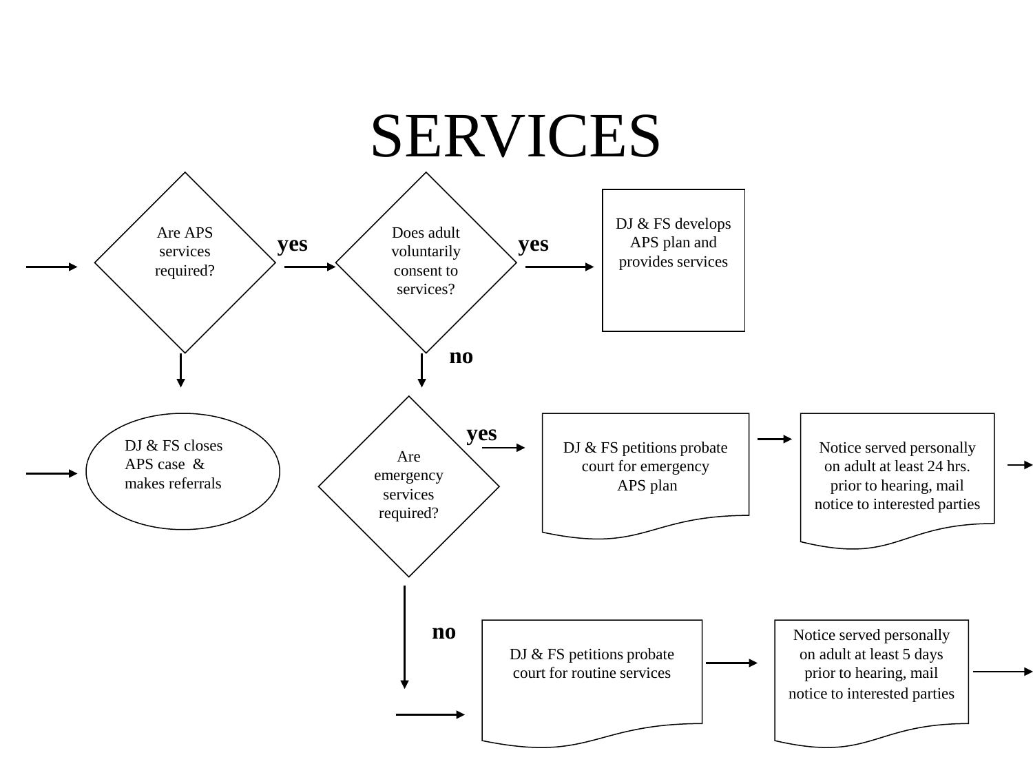# SERVICES

Are APS services required?

yes

Does adult voluntarily consent to services?

yes

DJ & FS develops APS plan and provides services

no

DJ & FS closes APS case & makes referrals

Are emergency services required?

yes

DJ & FS petitions probate court for emergency APS plan

Notice served personally on adult at least 24 hrs. prior to hearing, mail notice to interested parties

no

DJ & FS petitions probate court for routine services

Notice served personally on adult at least 5 days prior to hearing, mail notice to interested parties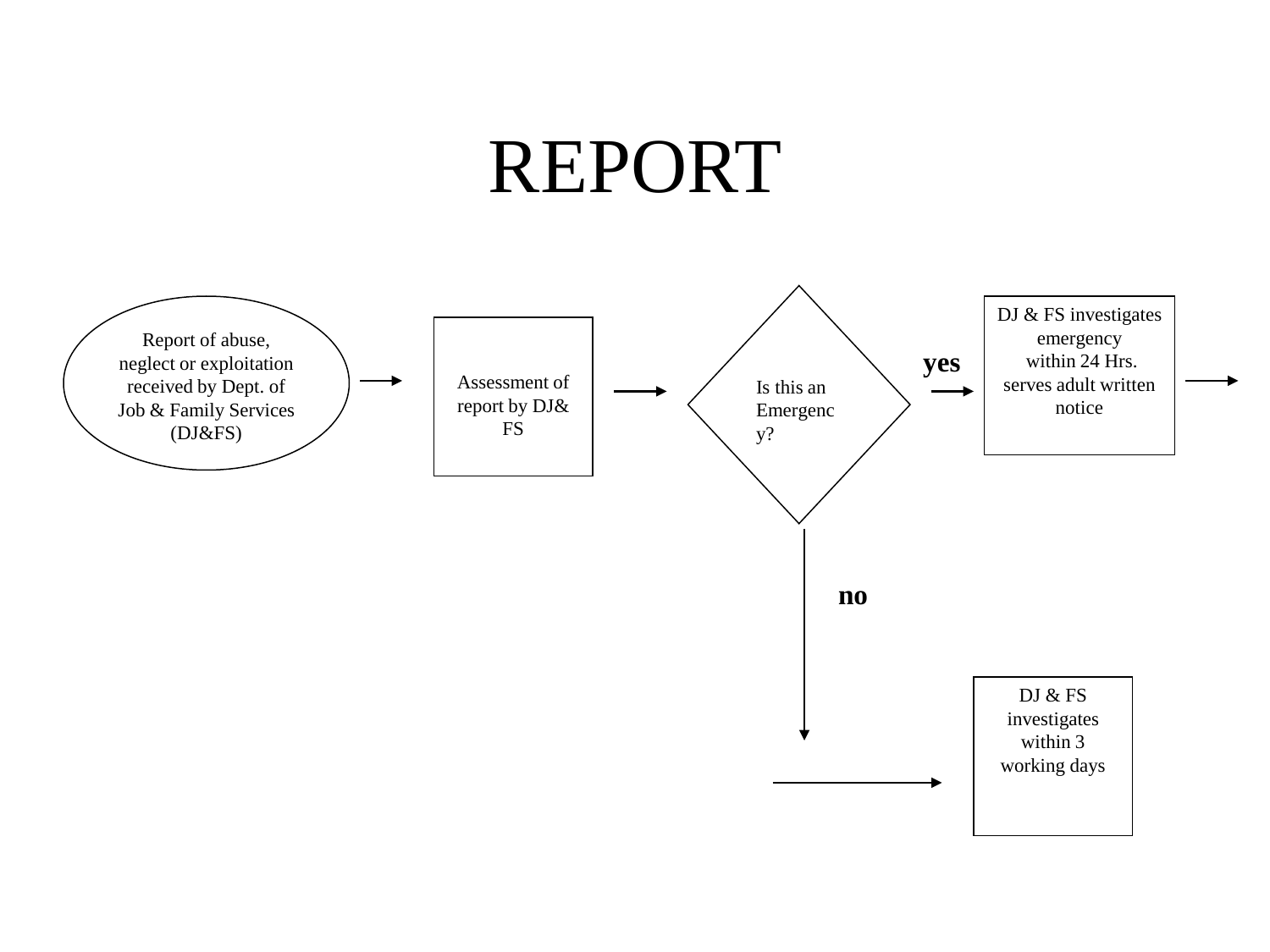# REPORT

Report of abuse, neglect or exploitation received by Dept. of Job & Family Services (DJ&FS)

→

Assessment of report by DJ& FS

→

Is this an Emergency?

**yes** →

DJ & FS investigates emergency within 24 Hrs. serves adult written notice

→

**no** ↓

→

DJ & FS investigates within 3 working days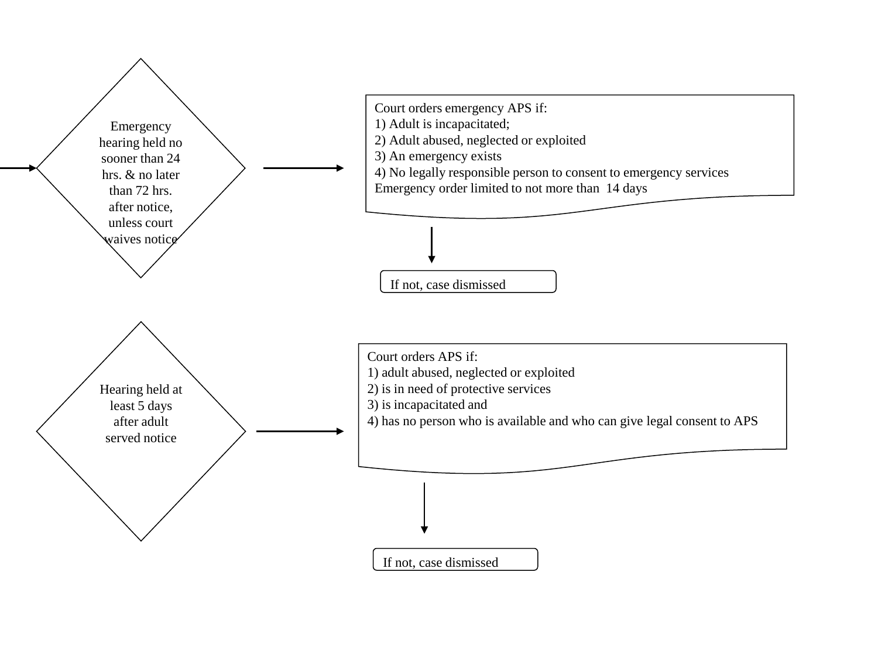Emergency hearing held no sooner than 24 hrs. & no later than 72 hrs. after notice, unless court waives notice

Court orders emergency APS if:
1) Adult is incapacitated;
2) Adult abused, neglected or exploited
3) An emergency exists
4) No legally responsible person to consent to emergency services
Emergency order limited to not more than 14 days

If not, case dismissed

Hearing held at least 5 days after adult served notice

Court orders APS if:
1) adult abused, neglected or exploited
2) is in need of protective services
3) is incapacitated and
4) has no person who is available and who can give legal consent to APS

If not, case dismissed